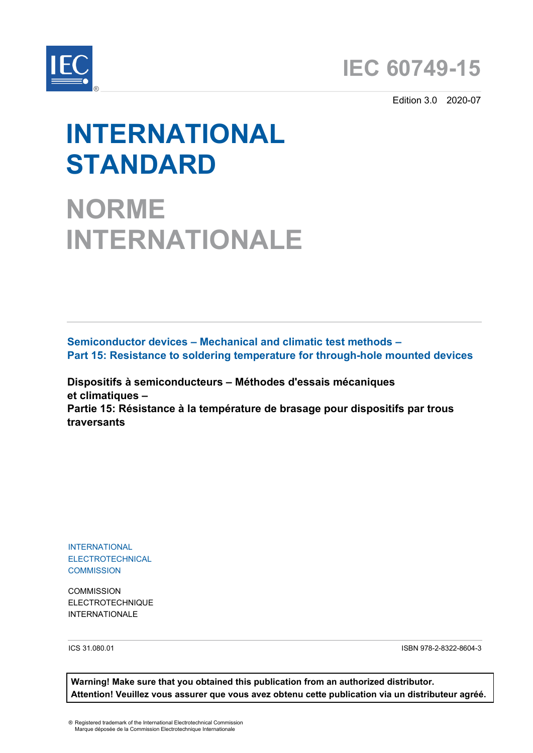# IEC 60749-15

Edition 3.0 2020-07

# INTERNATIONAL STANDARD

# NORME INTERNATIONALE

**Semiconductor devices – Mechanical and climatic test methods –**
**Part 15: Resistance to soldering temperature for through-hole mounted devices**

**Dispositifs à semiconducteurs – Méthodes d'essais mécaniques et climatiques –**
**Partie 15: Résistance à la température de brasage pour dispositifs par trous traversants**

INTERNATIONAL
ELECTROTECHNICAL
COMMISSION

COMMISSION
ELECTROTECHNIQUE
INTERNATIONALE

ICS 31.080.01

ISBN 978-2-8322-8604-3

**Warning! Make sure that you obtained this publication from an authorized distributor.**
**Attention! Veuillez vous assurer que vous avez obtenu cette publication via un distributeur agréé.**

® Registered trademark of the International Electrotechnical Commission
Marque déposée de la Commission Electrotechnique Internationale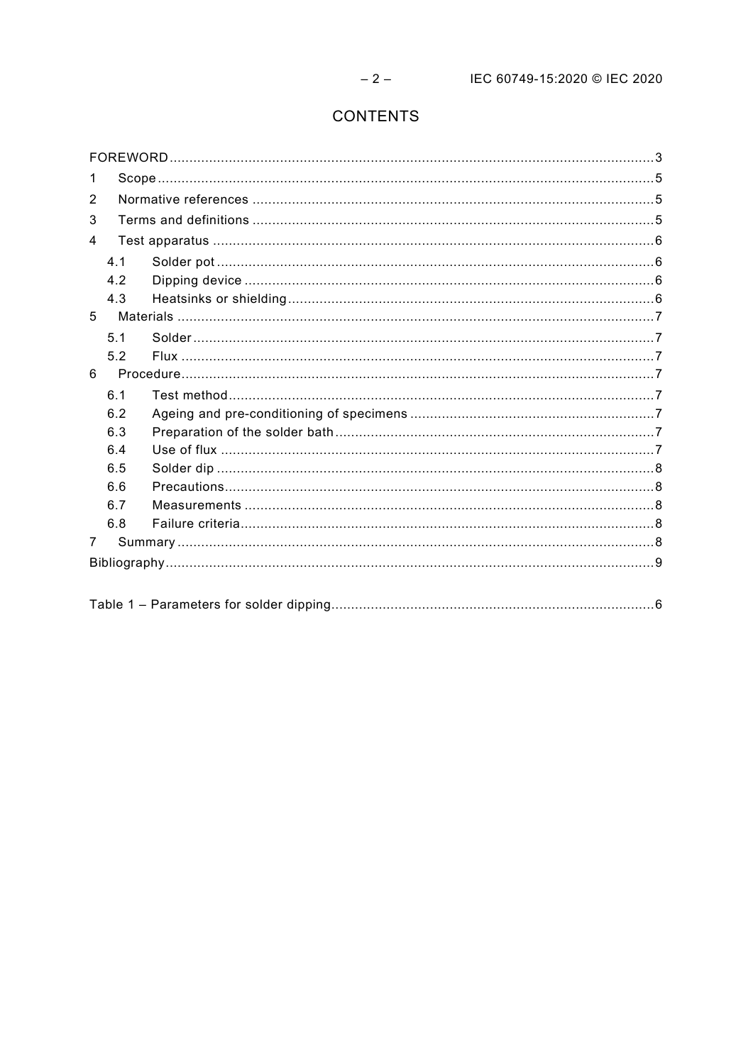# CONTENTS

FOREWORD ........................................................................................................................ 3

1 Scope ............................................................................................................................ 5

2 Normative references ..................................................................................................... 5

3 Terms and definitions ..................................................................................................... 5

4 Test apparatus ............................................................................................................... 6

4.1 Solder pot ............................................................................................................... 6

4.2 Dipping device ........................................................................................................ 6

4.3 Heatsinks or shielding ............................................................................................. 6

5 Materials ........................................................................................................................ 7

5.1 Solder ..................................................................................................................... 7

5.2 Flux ........................................................................................................................ 7

6 Procedure ....................................................................................................................... 7

6.1 Test method ............................................................................................................ 7

6.2 Ageing and pre-conditioning of specimens .............................................................. 7

6.3 Preparation of the solder bath ................................................................................. 7

6.4 Use of flux .............................................................................................................. 7

6.5 Solder dip ............................................................................................................... 8

6.6 Precautions ............................................................................................................. 8

6.7 Measurements ........................................................................................................ 8

6.8 Failure criteria ......................................................................................................... 8

7 Summary ........................................................................................................................ 8

Bibliography ........................................................................................................................ 9

Table 1 – Parameters for solder dipping ................................................................................. 6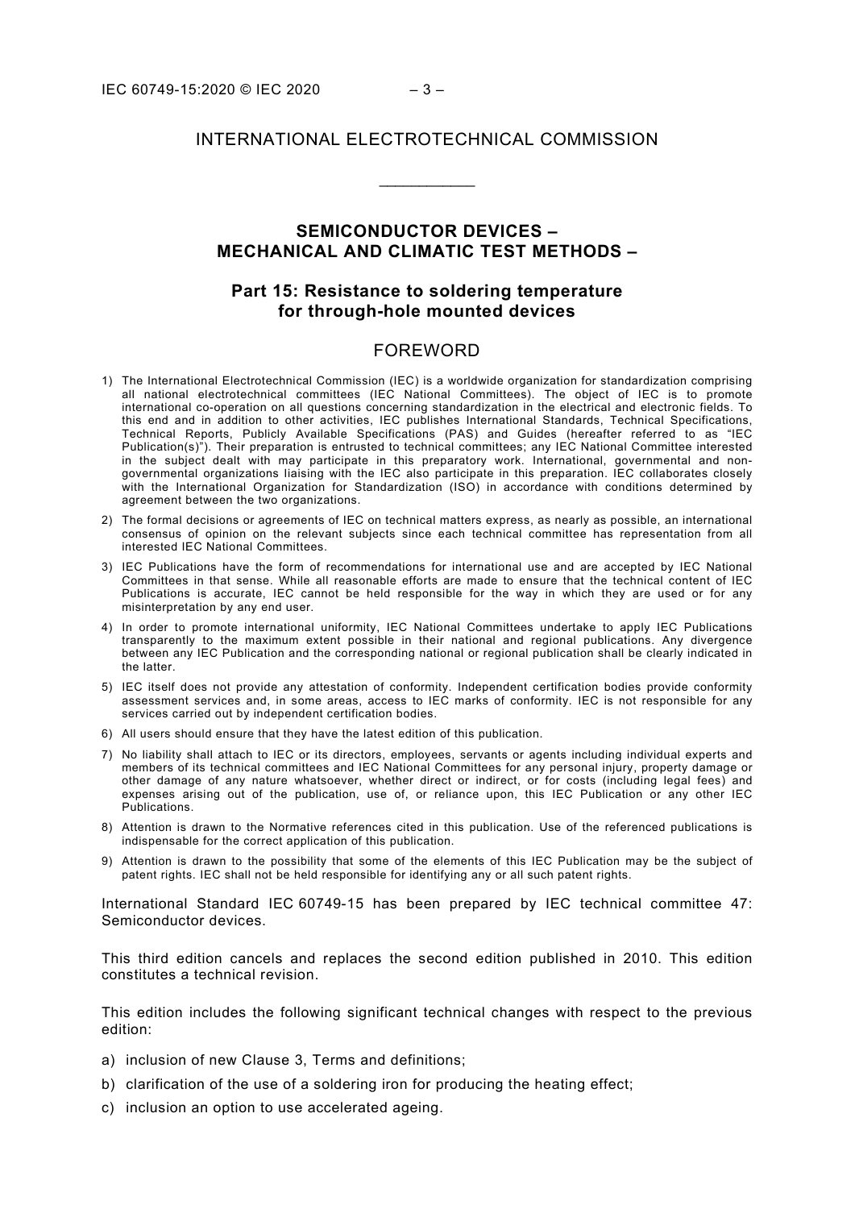INTERNATIONAL ELECTROTECHNICAL COMMISSION

\_\_\_\_\_\_\_\_\_\_\_\_

# SEMICONDUCTOR DEVICES – MECHANICAL AND CLIMATIC TEST METHODS –

## Part 15: Resistance to soldering temperature for through-hole mounted devices

## FOREWORD

1) The International Electrotechnical Commission (IEC) is a worldwide organization for standardization comprising all national electrotechnical committees (IEC National Committees). The object of IEC is to promote international co-operation on all questions concerning standardization in the electrical and electronic fields. To this end and in addition to other activities, IEC publishes International Standards, Technical Specifications, Technical Reports, Publicly Available Specifications (PAS) and Guides (hereafter referred to as "IEC Publication(s)"). Their preparation is entrusted to technical committees; any IEC National Committee interested in the subject dealt with may participate in this preparatory work. International, governmental and non-governmental organizations liaising with the IEC also participate in this preparation. IEC collaborates closely with the International Organization for Standardization (ISO) in accordance with conditions determined by agreement between the two organizations.
2) The formal decisions or agreements of IEC on technical matters express, as nearly as possible, an international consensus of opinion on the relevant subjects since each technical committee has representation from all interested IEC National Committees.
3) IEC Publications have the form of recommendations for international use and are accepted by IEC National Committees in that sense. While all reasonable efforts are made to ensure that the technical content of IEC Publications is accurate, IEC cannot be held responsible for the way in which they are used or for any misinterpretation by any end user.
4) In order to promote international uniformity, IEC National Committees undertake to apply IEC Publications transparently to the maximum extent possible in their national and regional publications. Any divergence between any IEC Publication and the corresponding national or regional publication shall be clearly indicated in the latter.
5) IEC itself does not provide any attestation of conformity. Independent certification bodies provide conformity assessment services and, in some areas, access to IEC marks of conformity. IEC is not responsible for any services carried out by independent certification bodies.
6) All users should ensure that they have the latest edition of this publication.
7) No liability shall attach to IEC or its directors, employees, servants or agents including individual experts and members of its technical committees and IEC National Committees for any personal injury, property damage or other damage of any nature whatsoever, whether direct or indirect, or for costs (including legal fees) and expenses arising out of the publication, use of, or reliance upon, this IEC Publication or any other IEC Publications.
8) Attention is drawn to the Normative references cited in this publication. Use of the referenced publications is indispensable for the correct application of this publication.
9) Attention is drawn to the possibility that some of the elements of this IEC Publication may be the subject of patent rights. IEC shall not be held responsible for identifying any or all such patent rights.

International Standard IEC 60749-15 has been prepared by IEC technical committee 47: Semiconductor devices.

This third edition cancels and replaces the second edition published in 2010. This edition constitutes a technical revision.

This edition includes the following significant technical changes with respect to the previous edition:

a) inclusion of new Clause 3, Terms and definitions;
b) clarification of the use of a soldering iron for producing the heating effect;
c) inclusion an option to use accelerated ageing.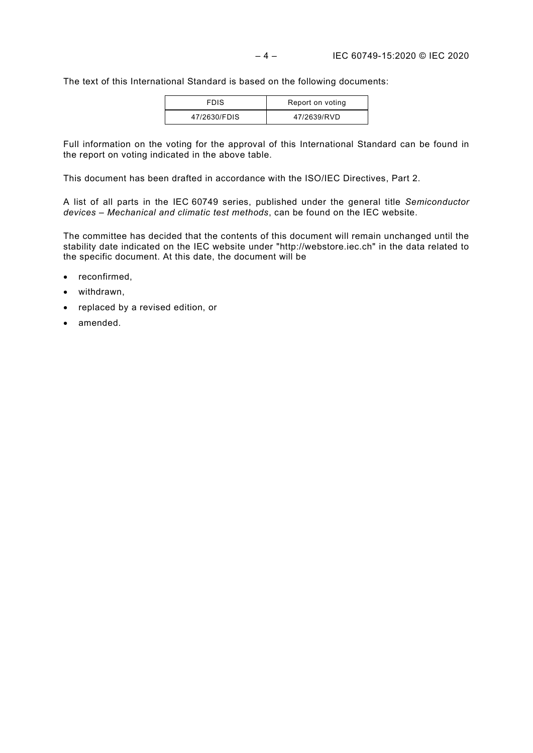The text of this International Standard is based on the following documents:

| FDIS | Report on voting |
| --- | --- |
| 47/2630/FDIS | 47/2639/RVD |

Full information on the voting for the approval of this International Standard can be found in the report on voting indicated in the above table.

This document has been drafted in accordance with the ISO/IEC Directives, Part 2.

A list of all parts in the IEC 60749 series, published under the general title *Semiconductor devices – Mechanical and climatic test methods*, can be found on the IEC website.

The committee has decided that the contents of this document will remain unchanged until the stability date indicated on the IEC website under "http://webstore.iec.ch" in the data related to the specific document. At this date, the document will be

- reconfirmed,
- withdrawn,
- replaced by a revised edition, or
- amended.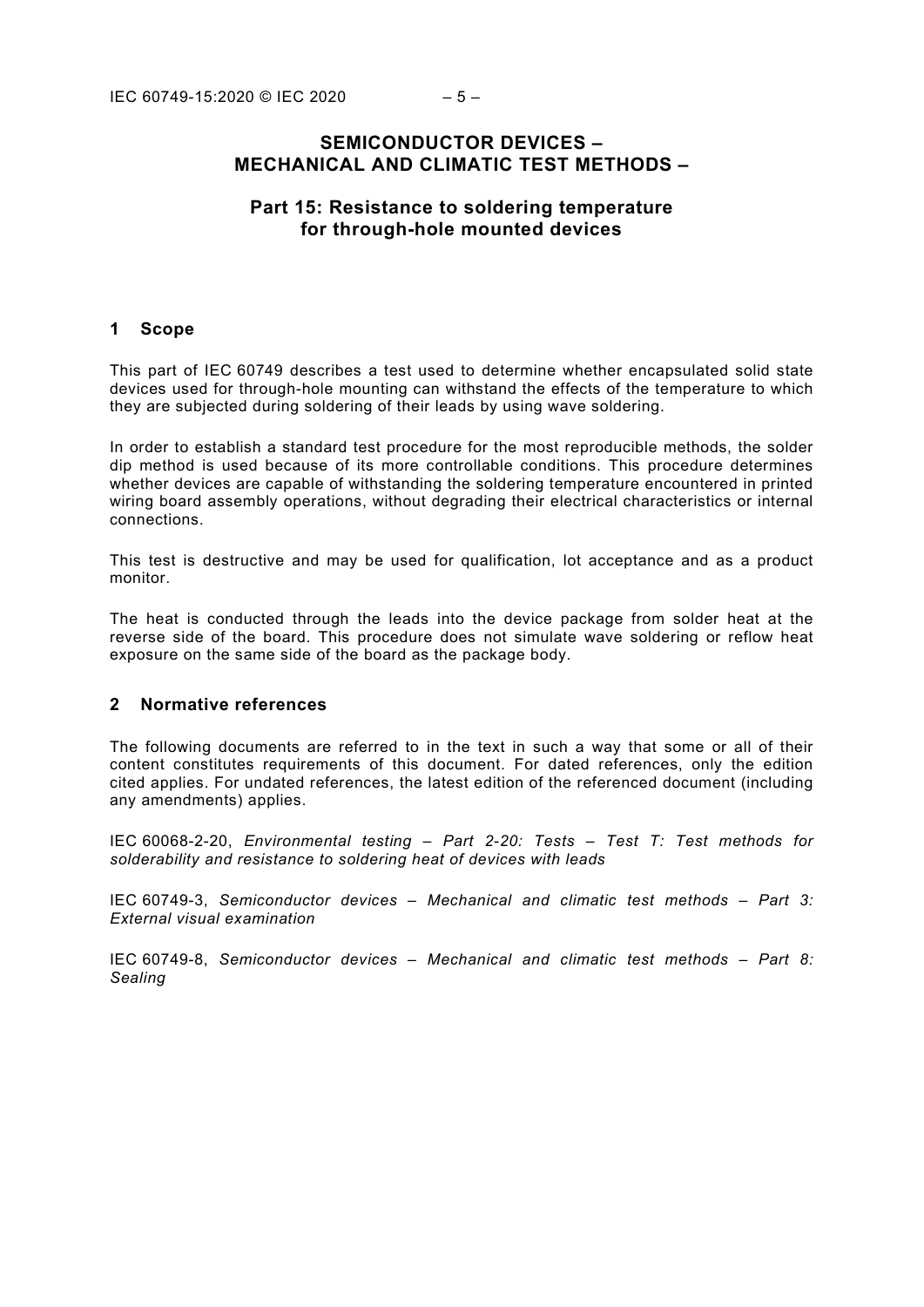# SEMICONDUCTOR DEVICES – MECHANICAL AND CLIMATIC TEST METHODS –

## Part 15: Resistance to soldering temperature for through-hole mounted devices

## 1 Scope

This part of IEC 60749 describes a test used to determine whether encapsulated solid state devices used for through-hole mounting can withstand the effects of the temperature to which they are subjected during soldering of their leads by using wave soldering.

In order to establish a standard test procedure for the most reproducible methods, the solder dip method is used because of its more controllable conditions. This procedure determines whether devices are capable of withstanding the soldering temperature encountered in printed wiring board assembly operations, without degrading their electrical characteristics or internal connections.

This test is destructive and may be used for qualification, lot acceptance and as a product monitor.

The heat is conducted through the leads into the device package from solder heat at the reverse side of the board. This procedure does not simulate wave soldering or reflow heat exposure on the same side of the board as the package body.

## 2 Normative references

The following documents are referred to in the text in such a way that some or all of their content constitutes requirements of this document. For dated references, only the edition cited applies. For undated references, the latest edition of the referenced document (including any amendments) applies.

IEC 60068-2-20, *Environmental testing – Part 2-20: Tests – Test T: Test methods for solderability and resistance to soldering heat of devices with leads*

IEC 60749-3, *Semiconductor devices – Mechanical and climatic test methods – Part 3: External visual examination*

IEC 60749-8, *Semiconductor devices – Mechanical and climatic test methods – Part 8: Sealing*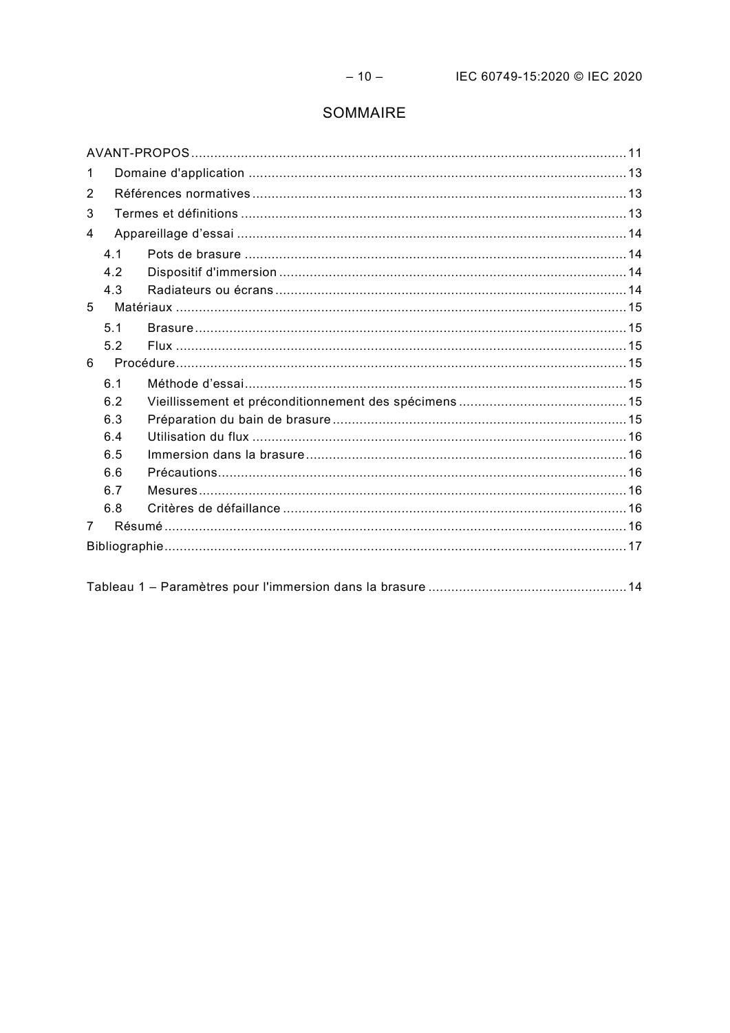# SOMMAIRE

AVANT-PROPOS ........................................................................................................... 11

1 Domaine d'application ............................................................................................... 13

2 Références normatives .............................................................................................. 13

3 Termes et définitions ................................................................................................. 13

4 Appareillage d'essai ................................................................................................... 14

 4.1 Pots de brasure .................................................................................................. 14

 4.2 Dispositif d'immersion ........................................................................................ 14

 4.3 Radiateurs ou écrans .......................................................................................... 14

5 Matériaux .................................................................................................................. 15

 5.1 Brasure ............................................................................................................... 15

 5.2 Flux .................................................................................................................... 15

6 Procédure .................................................................................................................. 15

 6.1 Méthode d'essai .................................................................................................. 15

 6.2 Vieillissement et préconditionnement des spécimens ........................................ 15

 6.3 Préparation du bain de brasure ........................................................................... 15

 6.4 Utilisation du flux ................................................................................................ 16

 6.5 Immersion dans la brasure .................................................................................. 16

 6.6 Précautions ......................................................................................................... 16

 6.7 Mesures .............................................................................................................. 16

 6.8 Critères de défaillance ........................................................................................ 16

7 Résumé ..................................................................................................................... 16

Bibliographie ................................................................................................................. 17

Tableau 1 – Paramètres pour l'immersion dans la brasure ............................................ 14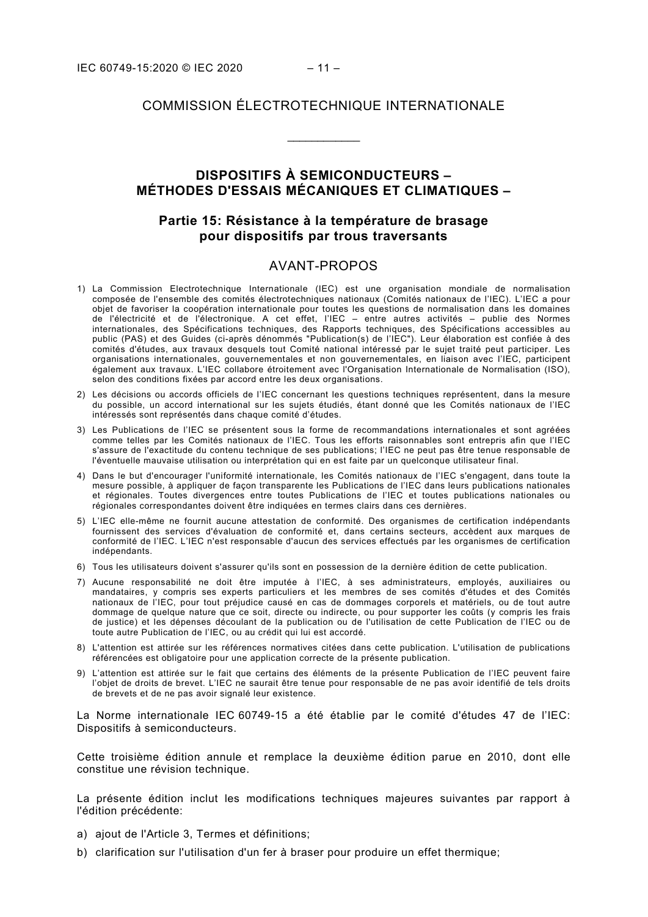COMMISSION ÉLECTROTECHNIQUE INTERNATIONALE

\_\_\_\_\_\_\_\_\_\_\_\_

# DISPOSITIFS À SEMICONDUCTEURS – MÉTHODES D'ESSAIS MÉCANIQUES ET CLIMATIQUES –

## Partie 15: Résistance à la température de brasage pour dispositifs par trous traversants

## AVANT-PROPOS

1) La Commission Electrotechnique Internationale (IEC) est une organisation mondiale de normalisation composée de l'ensemble des comités électrotechniques nationaux (Comités nationaux de l'IEC). L'IEC a pour objet de favoriser la coopération internationale pour toutes les questions de normalisation dans les domaines de l'électricité et de l'électronique. A cet effet, l'IEC – entre autres activités – publie des Normes internationales, des Spécifications techniques, des Rapports techniques, des Spécifications accessibles au public (PAS) et des Guides (ci-après dénommés "Publication(s) de l'IEC"). Leur élaboration est confiée à des comités d'études, aux travaux desquels tout Comité national intéressé par le sujet traité peut participer. Les organisations internationales, gouvernementales et non gouvernementales, en liaison avec l'IEC, participent également aux travaux. L'IEC collabore étroitement avec l'Organisation Internationale de Normalisation (ISO), selon des conditions fixées par accord entre les deux organisations.
2) Les décisions ou accords officiels de l'IEC concernant les questions techniques représentent, dans la mesure du possible, un accord international sur les sujets étudiés, étant donné que les Comités nationaux de l'IEC intéressés sont représentés dans chaque comité d'études.
3) Les Publications de l'IEC se présentent sous la forme de recommandations internationales et sont agréées comme telles par les Comités nationaux de l'IEC. Tous les efforts raisonnables sont entrepris afin que l'IEC s'assure de l'exactitude du contenu technique de ses publications; l'IEC ne peut pas être tenue responsable de l'éventuelle mauvaise utilisation ou interprétation qui en est faite par un quelconque utilisateur final.
4) Dans le but d'encourager l'uniformité internationale, les Comités nationaux de l'IEC s'engagent, dans toute la mesure possible, à appliquer de façon transparente les Publications de l'IEC dans leurs publications nationales et régionales. Toutes divergences entre toutes Publications de l'IEC et toutes publications nationales ou régionales correspondantes doivent être indiquées en termes clairs dans ces dernières.
5) L'IEC elle-même ne fournit aucune attestation de conformité. Des organismes de certification indépendants fournissent des services d'évaluation de conformité et, dans certains secteurs, accèdent aux marques de conformité de l'IEC. L'IEC n'est responsable d'aucun des services effectués par les organismes de certification indépendants.
6) Tous les utilisateurs doivent s'assurer qu'ils sont en possession de la dernière édition de cette publication.
7) Aucune responsabilité ne doit être imputée à l'IEC, à ses administrateurs, employés, auxiliaires ou mandataires, y compris ses experts particuliers et les membres de ses comités d'études et des Comités nationaux de l'IEC, pour tout préjudice causé en cas de dommages corporels et matériels, ou de tout autre dommage de quelque nature que ce soit, directe ou indirecte, ou pour supporter les coûts (y compris les frais de justice) et les dépenses découlant de la publication ou de l'utilisation de cette Publication de l'IEC ou de toute autre Publication de l'IEC, ou au crédit qui lui est accordé.
8) L'attention est attirée sur les références normatives citées dans cette publication. L'utilisation de publications référencées est obligatoire pour une application correcte de la présente publication.
9) L'attention est attirée sur le fait que certains des éléments de la présente Publication de l'IEC peuvent faire l'objet de droits de brevet. L'IEC ne saurait être tenue pour responsable de ne pas avoir identifié de tels droits de brevets et de ne pas avoir signalé leur existence.

La Norme internationale IEC 60749-15 a été établie par le comité d'études 47 de l'IEC: Dispositifs à semiconducteurs.

Cette troisième édition annule et remplace la deuxième édition parue en 2010, dont elle constitue une révision technique.

La présente édition inclut les modifications techniques majeures suivantes par rapport à l'édition précédente:

a) ajout de l'Article 3, Termes et définitions;
b) clarification sur l'utilisation d'un fer à braser pour produire un effet thermique;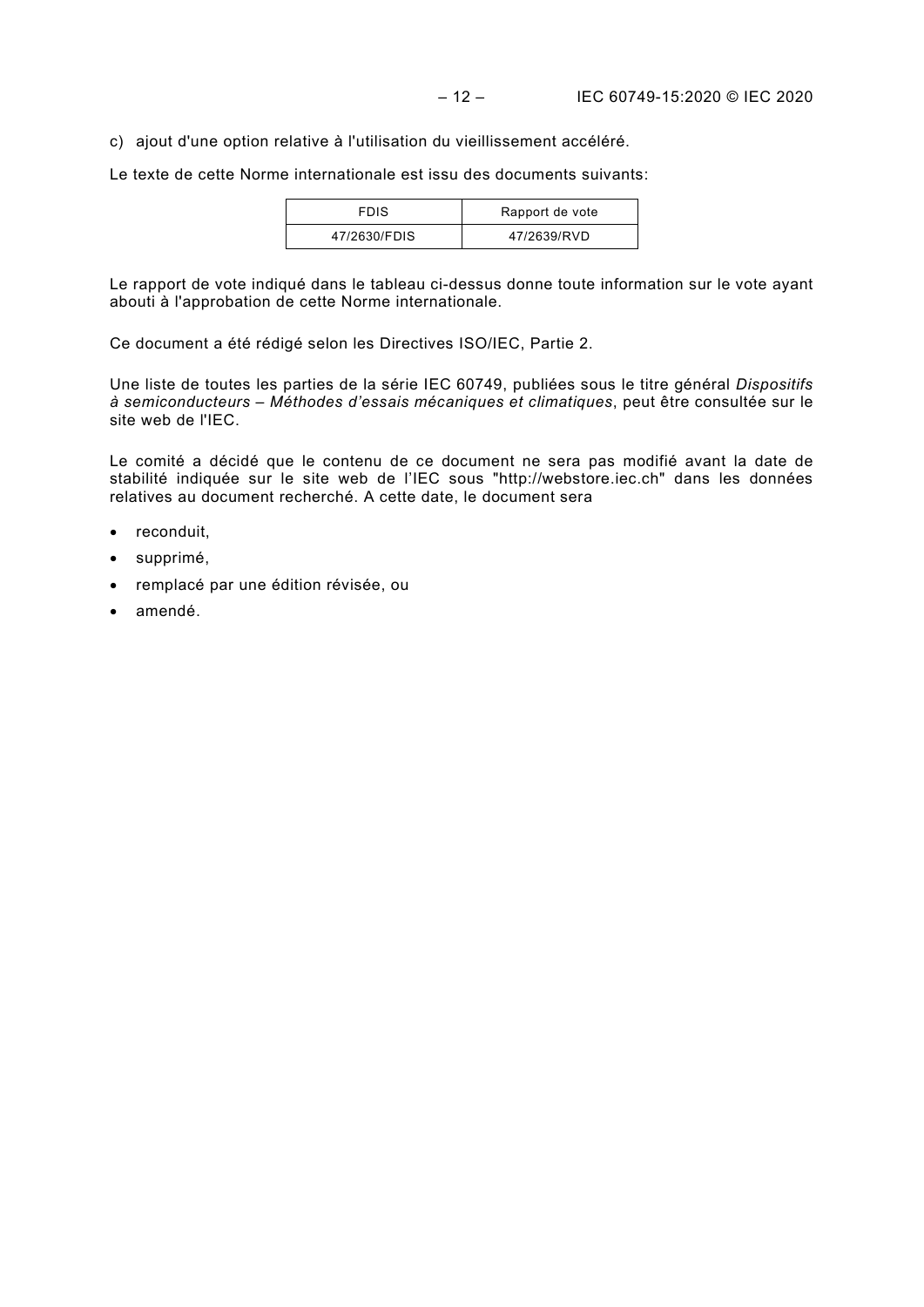c) ajout d'une option relative à l'utilisation du vieillissement accéléré.

Le texte de cette Norme internationale est issu des documents suivants:

| FDIS | Rapport de vote |
|---|---|
| 47/2630/FDIS | 47/2639/RVD |

Le rapport de vote indiqué dans le tableau ci-dessus donne toute information sur le vote ayant abouti à l'approbation de cette Norme internationale.

Ce document a été rédigé selon les Directives ISO/IEC, Partie 2.

Une liste de toutes les parties de la série IEC 60749, publiées sous le titre général *Dispositifs à semiconducteurs – Méthodes d'essais mécaniques et climatiques*, peut être consultée sur le site web de l'IEC.

Le comité a décidé que le contenu de ce document ne sera pas modifié avant la date de stabilité indiquée sur le site web de l'IEC sous "http://webstore.iec.ch" dans les données relatives au document recherché. A cette date, le document sera

- reconduit,
- supprimé,
- remplacé par une édition révisée, ou
- amendé.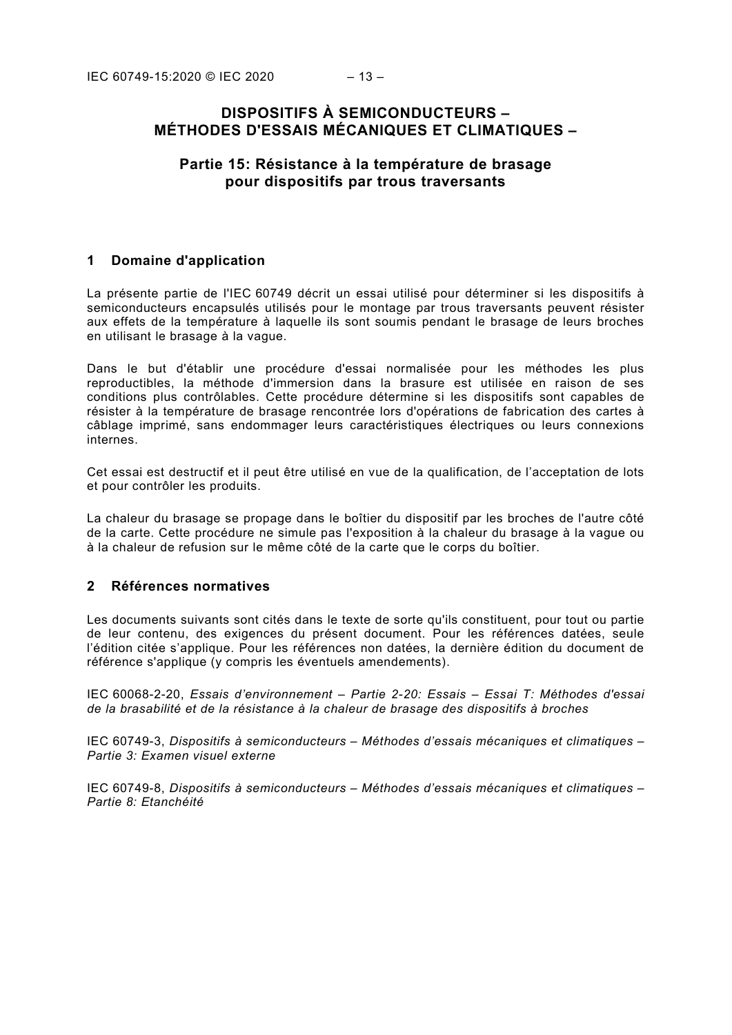# DISPOSITIFS À SEMICONDUCTEURS – MÉTHODES D'ESSAIS MÉCANIQUES ET CLIMATIQUES –

## Partie 15: Résistance à la température de brasage pour dispositifs par trous traversants

## 1 Domaine d'application

La présente partie de l'IEC 60749 décrit un essai utilisé pour déterminer si les dispositifs à semiconducteurs encapsulés utilisés pour le montage par trous traversants peuvent résister aux effets de la température à laquelle ils sont soumis pendant le brasage de leurs broches en utilisant le brasage à la vague.

Dans le but d'établir une procédure d'essai normalisée pour les méthodes les plus reproductibles, la méthode d'immersion dans la brasure est utilisée en raison de ses conditions plus contrôlables. Cette procédure détermine si les dispositifs sont capables de résister à la température de brasage rencontrée lors d'opérations de fabrication des cartes à câblage imprimé, sans endommager leurs caractéristiques électriques ou leurs connexions internes.

Cet essai est destructif et il peut être utilisé en vue de la qualification, de l'acceptation de lots et pour contrôler les produits.

La chaleur du brasage se propage dans le boîtier du dispositif par les broches de l'autre côté de la carte. Cette procédure ne simule pas l'exposition à la chaleur du brasage à la vague ou à la chaleur de refusion sur le même côté de la carte que le corps du boîtier.

## 2 Références normatives

Les documents suivants sont cités dans le texte de sorte qu'ils constituent, pour tout ou partie de leur contenu, des exigences du présent document. Pour les références datées, seule l'édition citée s'applique. Pour les références non datées, la dernière édition du document de référence s'applique (y compris les éventuels amendements).

IEC 60068-2-20, *Essais d'environnement – Partie 2-20: Essais – Essai T: Méthodes d'essai de la brasabilité et de la résistance à la chaleur de brasage des dispositifs à broches*

IEC 60749-3, *Dispositifs à semiconducteurs – Méthodes d'essais mécaniques et climatiques – Partie 3: Examen visuel externe*

IEC 60749-8, *Dispositifs à semiconducteurs – Méthodes d'essais mécaniques et climatiques – Partie 8: Etanchéité*